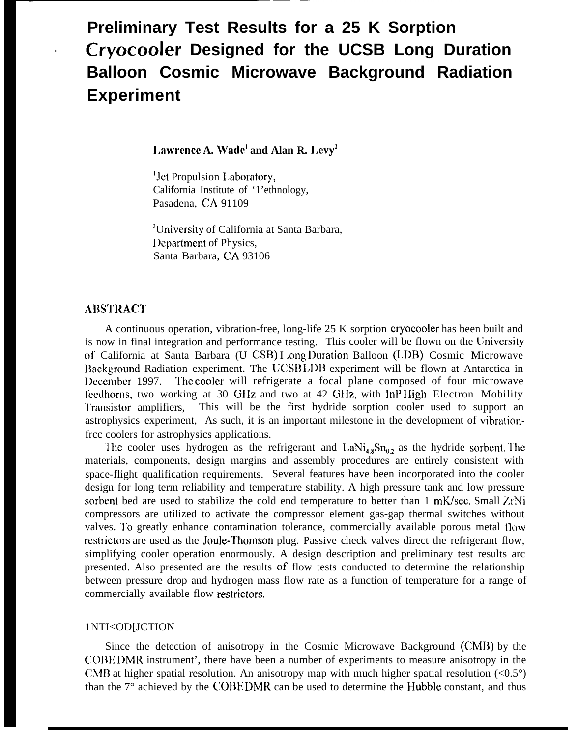# Preliminary Test Results for a 25 K Sorption Cryocooler Designed for the UCSB Long Duration Balloon Cosmic Microwave Background Radiation Experiment

**Lawrence A. Wade[1] and Alan R. Levy[2]**

[1]Jet Propulsion Laboratory,
California Institute of Technology,
Pasadena, CA 91109

[2]University of California at Santa Barbara,
Department of Physics,
Santa Barbara, CA 93106

## ABSTRACT

A continuous operation, vibration-free, long-life 25 K sorption cryocooler has been built and is now in final integration and performance testing. This cooler will be flown on the University of California at Santa Barbara (UCSB) Long Duration Balloon (LDB) Cosmic Microwave Background Radiation experiment. The UCSB LDB experiment will be flown at Antarctica in December 1997. The cooler will refrigerate a focal plane composed of four microwave feedhorns, two working at 30 GHz and two at 42 GHz, with InP High Electron Mobility Transistor amplifiers. This will be the first hydride sorption cooler used to support an astrophysics experiment. As such, it is an important milestone in the development of vibration-free coolers for astrophysics applications.

The cooler uses hydrogen as the refrigerant and $LaNi_{4.8}Sn_{0.2}$ as the hydride sorbent. The materials, components, design margins and assembly procedures are entirely consistent with space-flight qualification requirements. Several features have been incorporated into the cooler design for long term reliability and temperature stability. A high pressure tank and low pressure sorbent bed are used to stabilize the cold end temperature to better than 1 mK/sec. Small ZrNi compressors are utilized to activate the compressor element gas-gap thermal switches without valves. To greatly enhance contamination tolerance, commercially available porous metal flow restrictors are used as the Joule-Thomson plug. Passive check valves direct the refrigerant flow, simplifying cooler operation enormously. A design description and preliminary test results are presented. Also presented are the results of flow tests conducted to determine the relationship between pressure drop and hydrogen mass flow rate as a function of temperature for a range of commercially available flow restrictors.

## INTRODUCTION

Since the detection of anisotropy in the Cosmic Microwave Background (CMB) by the COBE DMR instrument[1], there have been a number of experiments to measure anisotropy in the CMB at higher spatial resolution. An anisotropy map with much higher spatial resolution (<0.5°) than the 7° achieved by the COBE DMR can be used to determine the Hubble constant, and thus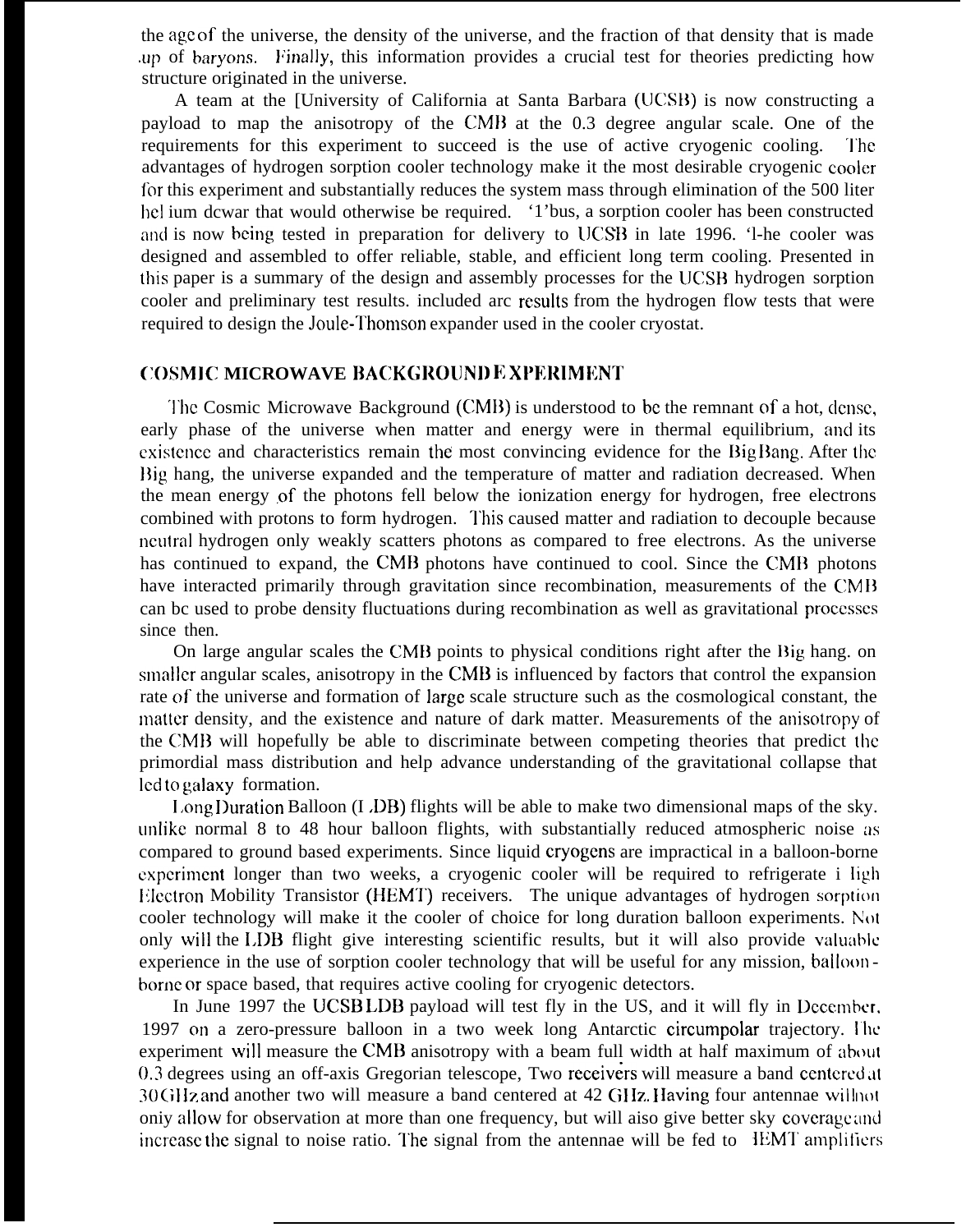the age of the universe, the density of the universe, and the fraction of that density that is made up of baryons. Finally, this information provides a crucial test for theories predicting how structure originated in the universe.

A team at the [University of California at Santa Barbara (UCSB) is now constructing a payload to map the anisotropy of the CMB at the 0.3 degree angular scale. One of the requirements for this experiment to succeed is the use of active cryogenic cooling. The advantages of hydrogen sorption cooler technology make it the most desirable cryogenic cooler for this experiment and substantially reduces the system mass through elimination of the 500 liter hel ium dewar that would otherwise be required. '1'bus, a sorption cooler has been constructed and is now being tested in preparation for delivery to UCSB in late 1996. 'l-he cooler was designed and assembled to offer reliable, stable, and efficient long term cooling. Presented in this paper is a summary of the design and assembly processes for the UCSB hydrogen sorption cooler and preliminary test results. included arc results from the hydrogen flow tests that were required to design the Joule-Thomson expander used in the cooler cryostat.

## COSMIC MICROWAVE BACKGROUND EXPERIMENT

The Cosmic Microwave Background (CMB) is understood to be the remnant of a hot, dense, early phase of the universe when matter and energy were in thermal equilibrium, and its existence and characteristics remain the most convincing evidence for the Big Bang. After the Big hang, the universe expanded and the temperature of matter and radiation decreased. When the mean energy of the photons fell below the ionization energy for hydrogen, free electrons combined with protons to form hydrogen. This caused matter and radiation to decouple because neutral hydrogen only weakly scatters photons as compared to free electrons. As the universe has continued to expand, the CMB photons have continued to cool. Since the CMB photons have interacted primarily through gravitation since recombination, measurements of the CMB can bc used to probe density fluctuations during recombination as well as gravitational processes since then.

On large angular scales the CMB points to physical conditions right after the Big hang. on smaller angular scales, anisotropy in the CMB is influenced by factors that control the expansion rate of the universe and formation of large scale structure such as the cosmological constant, the matter density, and the existence and nature of dark matter. Measurements of the anisotropy of the CMB will hopefully be able to discriminate between competing theories that predict the primordial mass distribution and help advance understanding of the gravitational collapse that led to galaxy formation.

Long Duration Balloon (LDB) flights will be able to make two dimensional maps of the sky. unlike normal 8 to 48 hour balloon flights, with substantially reduced atmospheric noise as compared to ground based experiments. Since liquid cryogens are impractical in a balloon-borne experiment longer than two weeks, a cryogenic cooler will be required to refrigerate High Electron Mobility Transistor (HEMT) receivers. The unique advantages of hydrogen sorption cooler technology will make it the cooler of choice for long duration balloon experiments. Not only will the LDB flight give interesting scientific results, but it will also provide valuable experience in the use of sorption cooler technology that will be useful for any mission, balloon-borne or space based, that requires active cooling for cryogenic detectors.

In June 1997 the UCSB LDB payload will test fly in the US, and it will fly in December, 1997 on a zero-pressure balloon in a two week long Antarctic circumpolar trajectory. The experiment will measure the CMB anisotropy with a beam full width at half maximum of about 0.3 degrees using an off-axis Gregorian telescope, Two receivers will measure a band centered at 30 GHz and another two will measure a band centered at 42 GHz. Having four antennae will not only allow for observation at more than one frequency, but will also give better sky coverage and increase the signal to noise ratio. The signal from the antennae will be fed to HEMT amplifiers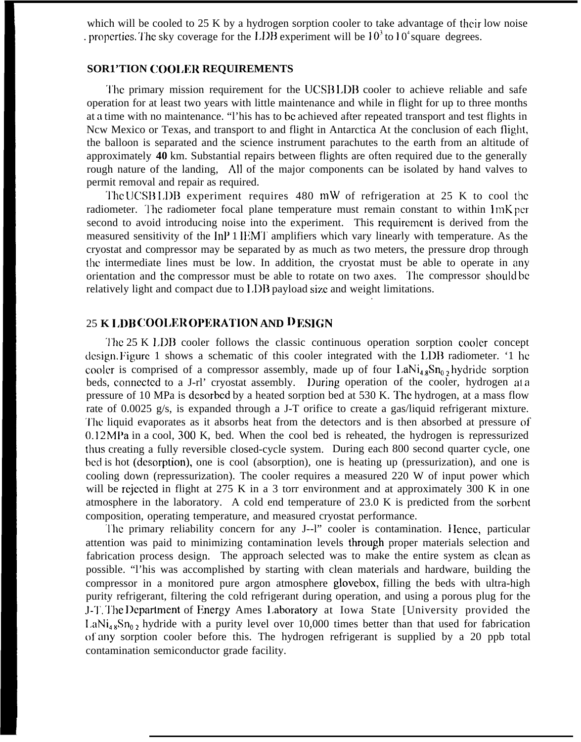which will be cooled to 25 K by a hydrogen sorption cooler to take advantage of their low noise properties. The sky coverage for the LDB experiment will be $10^3$ to $10^4$ square degrees.

## SORPTION COOLER REQUIREMENTS

The primary mission requirement for the UCSB LDB cooler to achieve reliable and safe operation for at least two years with little maintenance and while in flight for up to three months at a time with no maintenance. This has to be achieved after repeated transport and test flights in New Mexico or Texas, and transport to and flight in Antarctica At the conclusion of each flight, the balloon is separated and the science instrument parachutes to the earth from an altitude of approximately **40** km. Substantial repairs between flights are often required due to the generally rough nature of the landing, All of the major components can be isolated by hand valves to permit removal and repair as required.

The UCSB LDB experiment requires 480 mW of refrigeration at 25 K to cool the radiometer. The radiometer focal plane temperature must remain constant to within 1 mK per second to avoid introducing noise into the experiment. This requirement is derived from the measured sensitivity of the InP HEMT amplifiers which vary linearly with temperature. As the cryostat and compressor may be separated by as much as two meters, the pressure drop through the intermediate lines must be low. In addition, the cryostat must be able to operate in any orientation and the compressor must be able to rotate on two axes. The compressor should be relatively light and compact due to LDB payload size and weight limitations.

## 25 K LDB COOLER OPERATION AND DESIGN

The 25 K LDB cooler follows the classic continuous operation sorption cooler concept design. Figure 1 shows a schematic of this cooler integrated with the LDB radiometer. The cooler is comprised of a compressor assembly, made up of four $LaNi_{4.8}Sn_{0.2}$ hydride sorption beds, connected to a J-T cryostat assembly. During operation of the cooler, hydrogen at a pressure of 10 MPa is desorbed by a heated sorption bed at 530 K. The hydrogen, at a mass flow rate of 0.0025 g/s, is expanded through a J-T orifice to create a gas/liquid refrigerant mixture. The liquid evaporates as it absorbs heat from the detectors and is then absorbed at pressure of 0.12 MPa in a cool, 300 K, bed. When the cool bed is reheated, the hydrogen is repressurized thus creating a fully reversible closed-cycle system. During each 800 second quarter cycle, one bed is hot (desorption), one is cool (absorption), one is heating up (pressurization), and one is cooling down (repressurization). The cooler requires a measured 220 W of input power which will be rejected in flight at 275 K in a 3 torr environment and at approximately 300 K in one atmosphere in the laboratory. A cold end temperature of 23.0 K is predicted from the sorbent composition, operating temperature, and measured cryostat performance.

The primary reliability concern for any J-T cooler is contamination. Hence, particular attention was paid to minimizing contamination levels through proper materials selection and fabrication process design. The approach selected was to make the entire system as clean as possible. This was accomplished by starting with clean materials and hardware, building the compressor in a monitored pure argon atmosphere glovebox, filling the beds with ultra-high purity refrigerant, filtering the cold refrigerant during operation, and using a porous plug for the J-T. The Department of Energy Ames Laboratory at Iowa State University provided the $LaNi_{4.8}Sn_{0.2}$ hydride with a purity level over 10,000 times better than that used for fabrication of any sorption cooler before this. The hydrogen refrigerant is supplied by a 20 ppb total contamination semiconductor grade facility.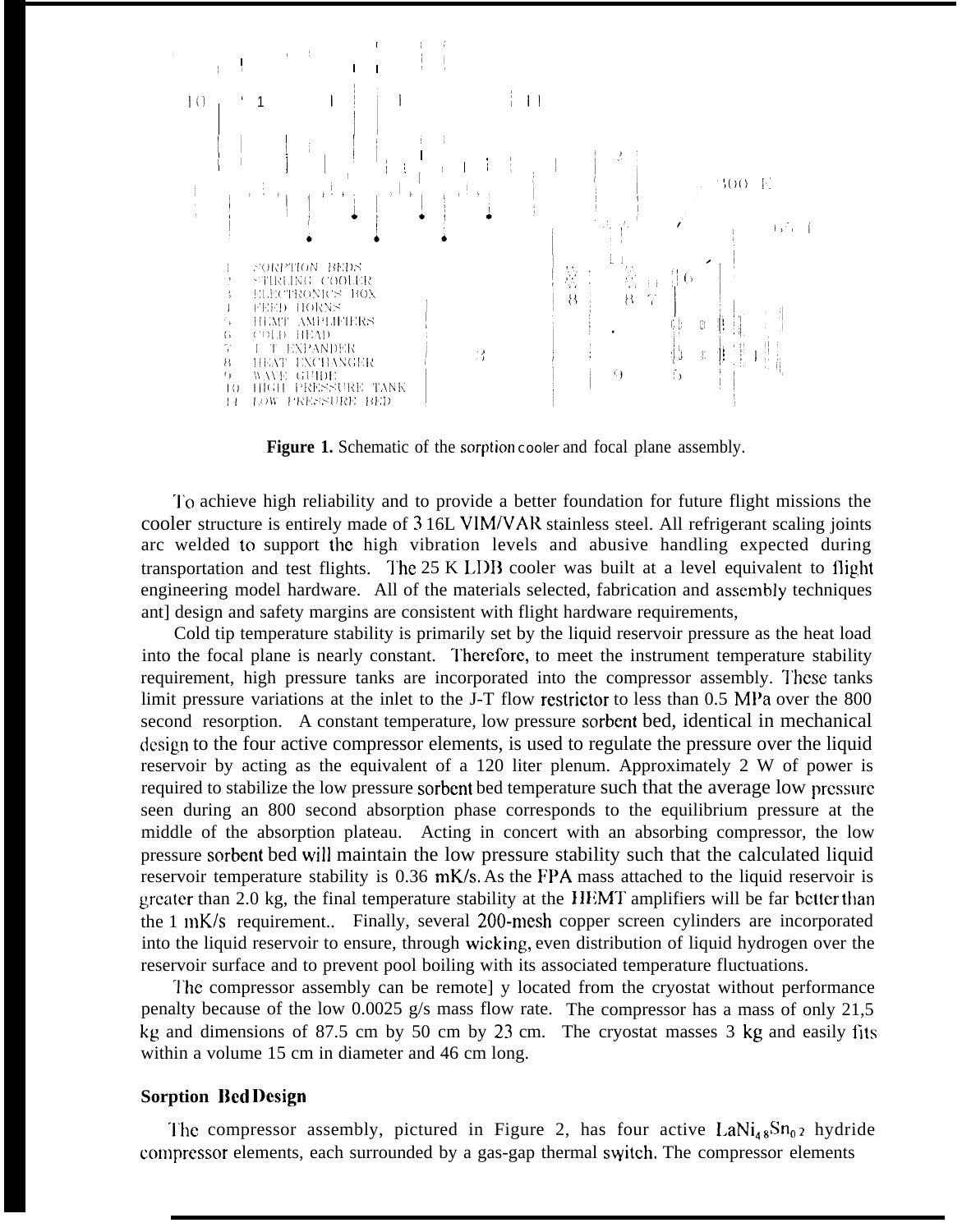1. SORPTION BEDS
2. STIRLING COOLER
3. ELECTRONICS BOX
4. FEED HORNS
5. HEMT AMPLIFIERS
6. COLD HEAD
7. J-T EXPANDER
8. HEAT EXCHANGER
9. WAVE GUIDE
10. HIGH PRESSURE TANK
11. LOW PRESSURE BED

**Figure 1.** Schematic of the sorption cooler and focal plane assembly.

To achieve high reliability and to provide a better foundation for future flight missions the cooler structure is entirely made of 316L VIM/VAR stainless steel. All refrigerant sealing joints are welded to support the high vibration levels and abusive handling expected during transportation and test flights. The 25 K LDB cooler was built at a level equivalent to flight engineering model hardware. All of the materials selected, fabrication and assembly techniques and design and safety margins are consistent with flight hardware requirements.

Cold tip temperature stability is primarily set by the liquid reservoir pressure as the heat load into the focal plane is nearly constant. Therefore, to meet the instrument temperature stability requirement, high pressure tanks are incorporated into the compressor assembly. These tanks limit pressure variations at the inlet to the J-T flow restrictor to less than 0.5 MPa over the 800 second resorption. A constant temperature, low pressure sorbent bed, identical in mechanical design to the four active compressor elements, is used to regulate the pressure over the liquid reservoir by acting as the equivalent of a 120 liter plenum. Approximately 2 W of power is required to stabilize the low pressure sorbent bed temperature such that the average low pressure seen during an 800 second absorption phase corresponds to the equilibrium pressure at the middle of the absorption plateau. Acting in concert with an absorbing compressor, the low pressure sorbent bed will maintain the low pressure stability such that the calculated liquid reservoir temperature stability is 0.36 mK/s. As the FPA mass attached to the liquid reservoir is greater than 2.0 kg, the final temperature stability at the HEMT amplifiers will be far better than the 1 mK/s requirement.. Finally, several 200-mesh copper screen cylinders are incorporated into the liquid reservoir to ensure, through wicking, even distribution of liquid hydrogen over the reservoir surface and to prevent pool boiling with its associated temperature fluctuations.

The compressor assembly can be remotely located from the cryostat without performance penalty because of the low 0.0025 g/s mass flow rate. The compressor has a mass of only 21.5 kg and dimensions of 87.5 cm by 50 cm by 23 cm. The cryostat masses 3 kg and easily fits within a volume 15 cm in diameter and 46 cm long.

### Sorption Bed Design

The compressor assembly, pictured in Figure 2, has four active $LaNi_{4.8}Sn_{0.2}$ hydride compressor elements, each surrounded by a gas-gap thermal switch. The compressor elements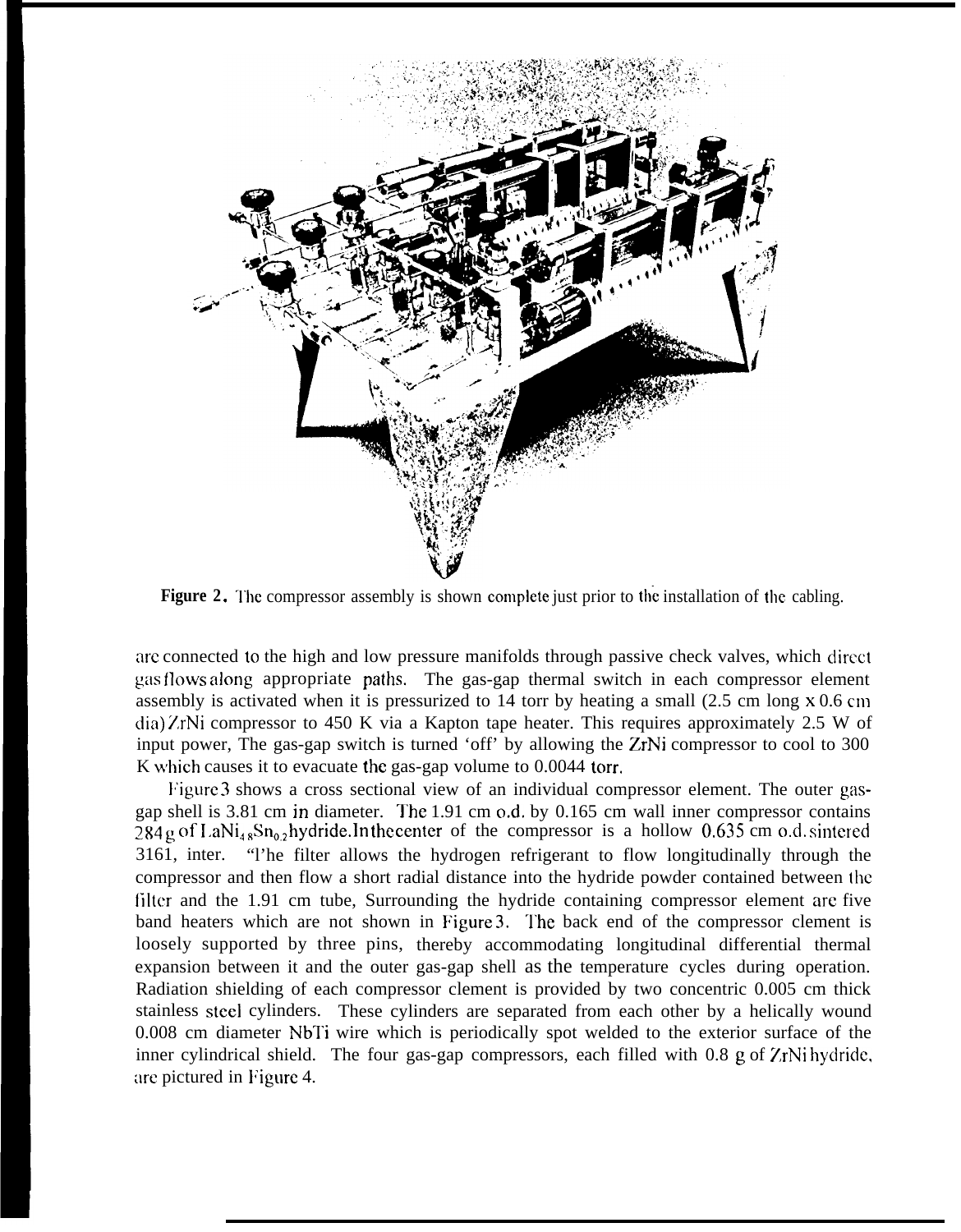**Figure 2.** The compressor assembly is shown complete just prior to the installation of the cabling.

are connected to the high and low pressure manifolds through passive check valves, which direct gas flows along appropriate paths. The gas-gap thermal switch in each compressor element assembly is activated when it is pressurized to 14 torr by heating a small (2.5 cm long x 0.6 cm dia) ZrNi compressor to 450 K via a Kapton tape heater. This requires approximately 2.5 W of input power, The gas-gap switch is turned 'off' by allowing the ZrNi compressor to cool to 300 K which causes it to evacuate the gas-gap volume to 0.0044 torr.

Figure 3 shows a cross sectional view of an individual compressor element. The outer gas-gap shell is 3.81 cm in diameter. The 1.91 cm o.d. by 0.165 cm wall inner compressor contains 284 g of $LaNi_{4.8}Sn_{0.2}$ hydride. In the center of the compressor is a hollow 0.635 cm o.d. sintered 316L filter. The filter allows the hydrogen refrigerant to flow longitudinally through the compressor and then flow a short radial distance into the hydride powder contained between the filter and the 1.91 cm tube, Surrounding the hydride containing compressor element are five band heaters which are not shown in Figure 3. The back end of the compressor element is loosely supported by three pins, thereby accommodating longitudinal differential thermal expansion between it and the outer gas-gap shell as the temperature cycles during operation. Radiation shielding of each compressor element is provided by two concentric 0.005 cm thick stainless steel cylinders. These cylinders are separated from each other by a helically wound 0.008 cm diameter NbTi wire which is periodically spot welded to the exterior surface of the inner cylindrical shield. The four gas-gap compressors, each filled with 0.8 g of ZrNi hydride, are pictured in Figure 4.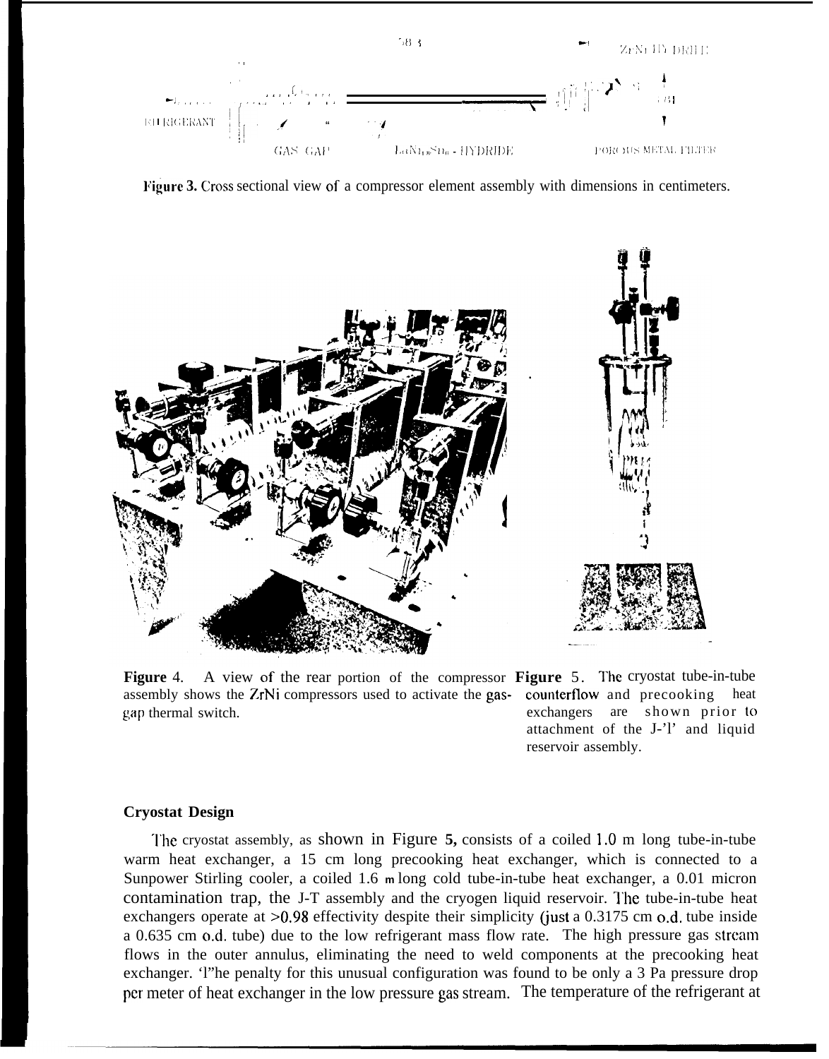**Figure 3.** Cross sectional view of a compressor element assembly with dimensions in centimeters.

**Figure 4.** A view of the rear portion of the compressor assembly shows the ZrNi compressors used to activate the gas-gap thermal switch.

**Figure 5.** The cryostat tube-in-tube counterflow and precooking heat exchangers are shown prior to attachment of the J-'l' and liquid reservoir assembly.

**Cryostat Design**

The cryostat assembly, as shown in Figure 5, consists of a coiled 1.0 m long tube-in-tube warm heat exchanger, a 15 cm long precooking heat exchanger, which is connected to a Sunpower Stirling cooler, a coiled 1.6 m long cold tube-in-tube heat exchanger, a 0.01 micron contamination trap, the J-T assembly and the cryogen liquid reservoir. The tube-in-tube heat exchangers operate at >0.98 effectivity despite their simplicity (just a 0.3175 cm o.d. tube inside a 0.635 cm o.d. tube) due to the low refrigerant mass flow rate. The high pressure gas stream flows in the outer annulus, eliminating the need to weld components at the precooking heat exchanger. 'l"he penalty for this unusual configuration was found to be only a 3 Pa pressure drop per meter of heat exchanger in the low pressure gas stream. The temperature of the refrigerant at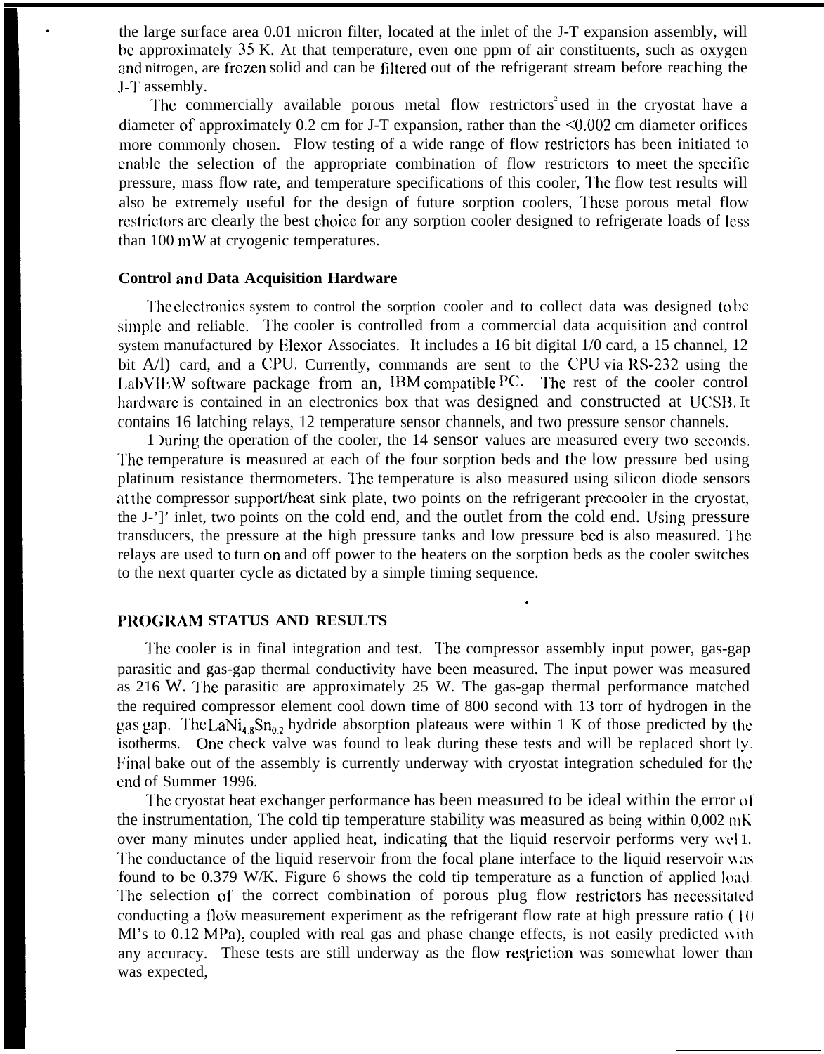the large surface area 0.01 micron filter, located at the inlet of the J-T expansion assembly, will be approximately 35 K. At that temperature, even one ppm of air constituents, such as oxygen and nitrogen, are frozen solid and can be filtered out of the refrigerant stream before reaching the J-T assembly.

The commercially available porous metal flow restrictors[2] used in the cryostat have a diameter of approximately 0.2 cm for J-T expansion, rather than the <0.002 cm diameter orifices more commonly chosen. Flow testing of a wide range of flow restrictors has been initiated to enable the selection of the appropriate combination of flow restrictors to meet the specific pressure, mass flow rate, and temperature specifications of this cooler, The flow test results will also be extremely useful for the design of future sorption coolers, These porous metal flow restrictors are clearly the best choice for any sorption cooler designed to refrigerate loads of less than 100 mW at cryogenic temperatures.

**Control and Data Acquisition Hardware**

The electronics system to control the sorption cooler and to collect data was designed to be simple and reliable. The cooler is controlled from a commercial data acquisition and control system manufactured by Elexor Associates. It includes a 16 bit digital 1/0 card, a 15 channel, 12 bit A/D card, and a CPU. Currently, commands are sent to the CPU via RS-232 using the LabVIEW software package from an, IBM compatible PC. The rest of the cooler control hardware is contained in an electronics box that was designed and constructed at UCSB. It contains 16 latching relays, 12 temperature sensor channels, and two pressure sensor channels.

During the operation of the cooler, the 14 sensor values are measured every two seconds. The temperature is measured at each of the four sorption beds and the low pressure bed using platinum resistance thermometers. The temperature is also measured using silicon diode sensors at the compressor support/heat sink plate, two points on the refrigerant precooler in the cryostat, the J-T inlet, two points on the cold end, and the outlet from the cold end. Using pressure transducers, the pressure at the high pressure tanks and low pressure bed is also measured. The relays are used to turn on and off power to the heaters on the sorption beds as the cooler switches to the next quarter cycle as dictated by a simple timing sequence.

## PROGRAM STATUS AND RESULTS

The cooler is in final integration and test. The compressor assembly input power, gas-gap parasitic and gas-gap thermal conductivity have been measured. The input power was measured as 216 W. The parasitic are approximately 25 W. The gas-gap thermal performance matched the required compressor element cool down time of 800 second with 13 torr of hydrogen in the gas gap. The $LaNi_{4.8}Sn_{0.2}$ hydride absorption plateaus were within 1 K of those predicted by the isotherms. One check valve was found to leak during these tests and will be replaced shortly. Final bake out of the assembly is currently underway with cryostat integration scheduled for the end of Summer 1996.

The cryostat heat exchanger performance has been measured to be ideal within the error of the instrumentation, The cold tip temperature stability was measured as being within 0,002 mK over many minutes under applied heat, indicating that the liquid reservoir performs very well. The conductance of the liquid reservoir from the focal plane interface to the liquid reservoir was found to be 0.379 W/K. Figure 6 shows the cold tip temperature as a function of applied load. The selection of the correct combination of porous plug flow restrictors has necessitated conducting a flow measurement experiment as the refrigerant flow rate at high pressure ratio (10 MPa's to 0.12 MPa), coupled with real gas and phase change effects, is not easily predicted with any accuracy. These tests are still underway as the flow restriction was somewhat lower than was expected,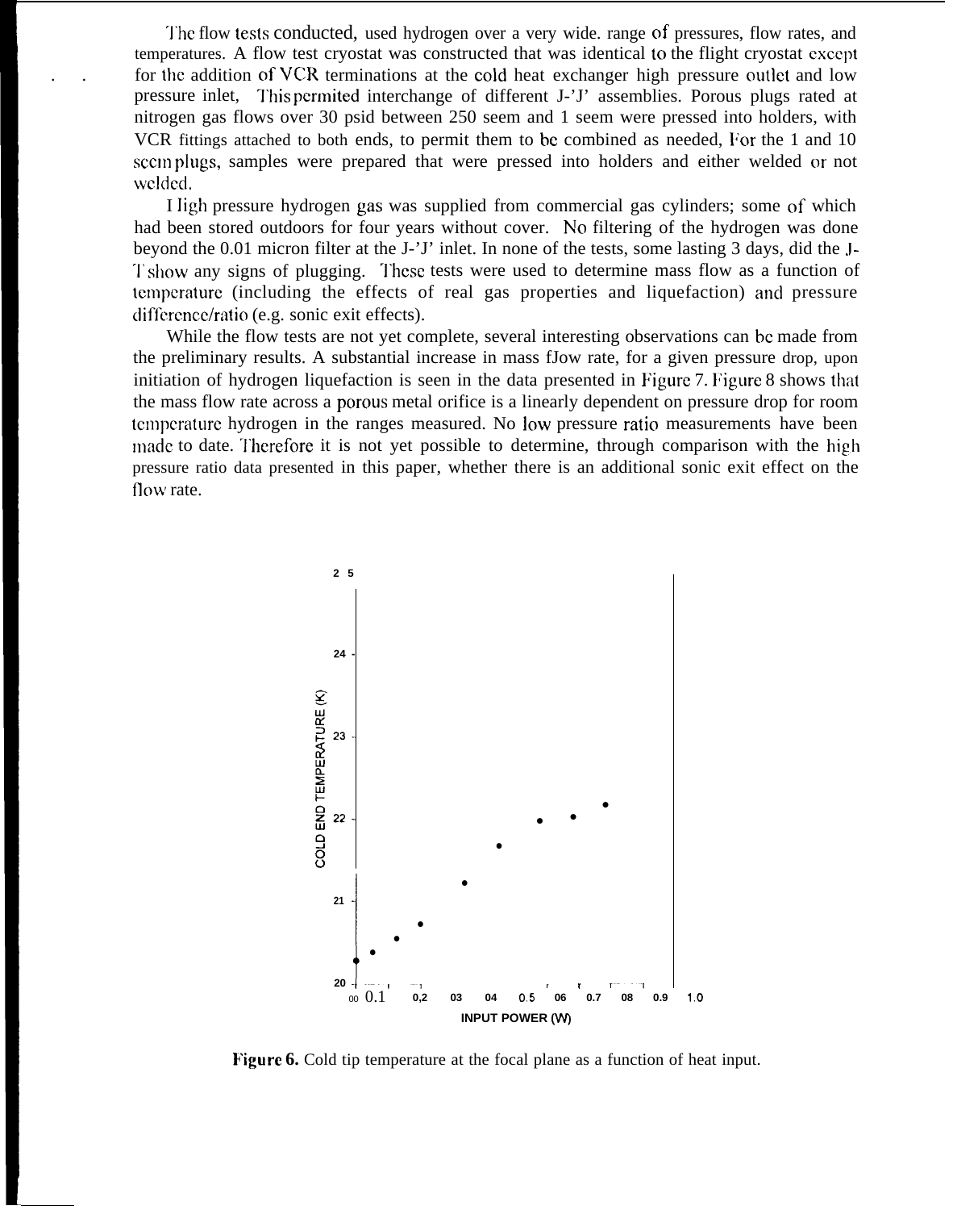The flow tests conducted, used hydrogen over a very wide. range of pressures, flow rates, and temperatures. A flow test cryostat was constructed that was identical to the flight cryostat except for the addition of VCR terminations at the cold heat exchanger high pressure outlet and low pressure inlet, This permited interchange of different J-'J' assemblies. Porous plugs rated at nitrogen gas flows over 30 psid between 250 seem and 1 seem were pressed into holders, with VCR fittings attached to both ends, to permit them to be combined as needed, For the 1 and 10 sccm plugs, samples were prepared that were pressed into holders and either welded or not welded.

High pressure hydrogen gas was supplied from commercial gas cylinders; some of which had been stored outdoors for four years without cover. No filtering of the hydrogen was done beyond the 0.01 micron filter at the J-'J' inlet. In none of the tests, some lasting 3 days, did the J-T show any signs of plugging. These tests were used to determine mass flow as a function of temperature (including the effects of real gas properties and liquefaction) and pressure difference/ratio (e.g. sonic exit effects).

While the flow tests are not yet complete, several interesting observations can be made from the preliminary results. A substantial increase in mass fJow rate, for a given pressure drop, upon initiation of hydrogen liquefaction is seen in the data presented in Figure 7. Figure 8 shows that the mass flow rate across a porous metal orifice is a linearly dependent on pressure drop for room temperature hydrogen in the ranges measured. No low pressure ratio measurements have been made to date. Therefore it is not yet possible to determine, through comparison with the high pressure ratio data presented in this paper, whether there is an additional sonic exit effect on the flow rate.

**Figure 6.** Cold tip temperature at the focal plane as a function of heat input.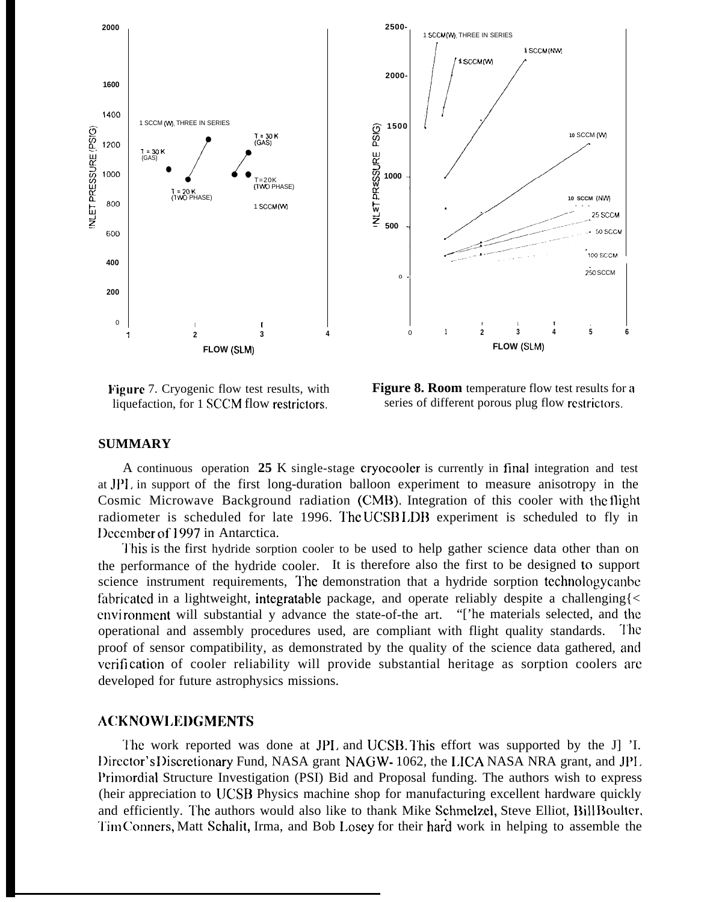Figure 7. Cryogenic flow test results, with liquefaction, for 1 SCCM flow restrictors.

**Figure 8. Room** temperature flow test results for a series of different porous plug flow restrictors.

## SUMMARY

A continuous operation **25** K single-stage cryocooler is currently in final integration and test at JPL in support of the first long-duration balloon experiment to measure anisotropy in the Cosmic Microwave Background radiation (CMB). Integration of this cooler with the flight radiometer is scheduled for late 1996. The UCSB LDB experiment is scheduled to fly in December of 1997 in Antarctica.

This is the first hydride sorption cooler to be used to help gather science data other than on the performance of the hydride cooler. It is therefore also the first to be designed to support science instrument requirements. The demonstration that a hydride sorption technology can be fabricated in a lightweight, integratable package, and operate reliably despite a challenging environment will substantially advance the state-of-the art. The materials selected, and the operational and assembly procedures used, are compliant with flight quality standards. The proof of sensor compatibility, as demonstrated by the quality of the science data gathered, and verification of cooler reliability will provide substantial heritage as sorption coolers are developed for future astrophysics missions.

## ACKNOWLEDGMENTS

The work reported was done at JPL and UCSB. This effort was supported by the JPL Director's Discretionary Fund, NASA grant NAGW-1062, the LICA NASA NRA grant, and JPL Primordial Structure Investigation (PSI) Bid and Proposal funding. The authors wish to express their appreciation to UCSB Physics machine shop for manufacturing excellent hardware quickly and efficiently. The authors would also like to thank Mike Schmelzel, Steve Elliot, Bill Boulter, Tim Conners, Matt Schalit, Irma, and Bob Losey for their hard work in helping to assemble the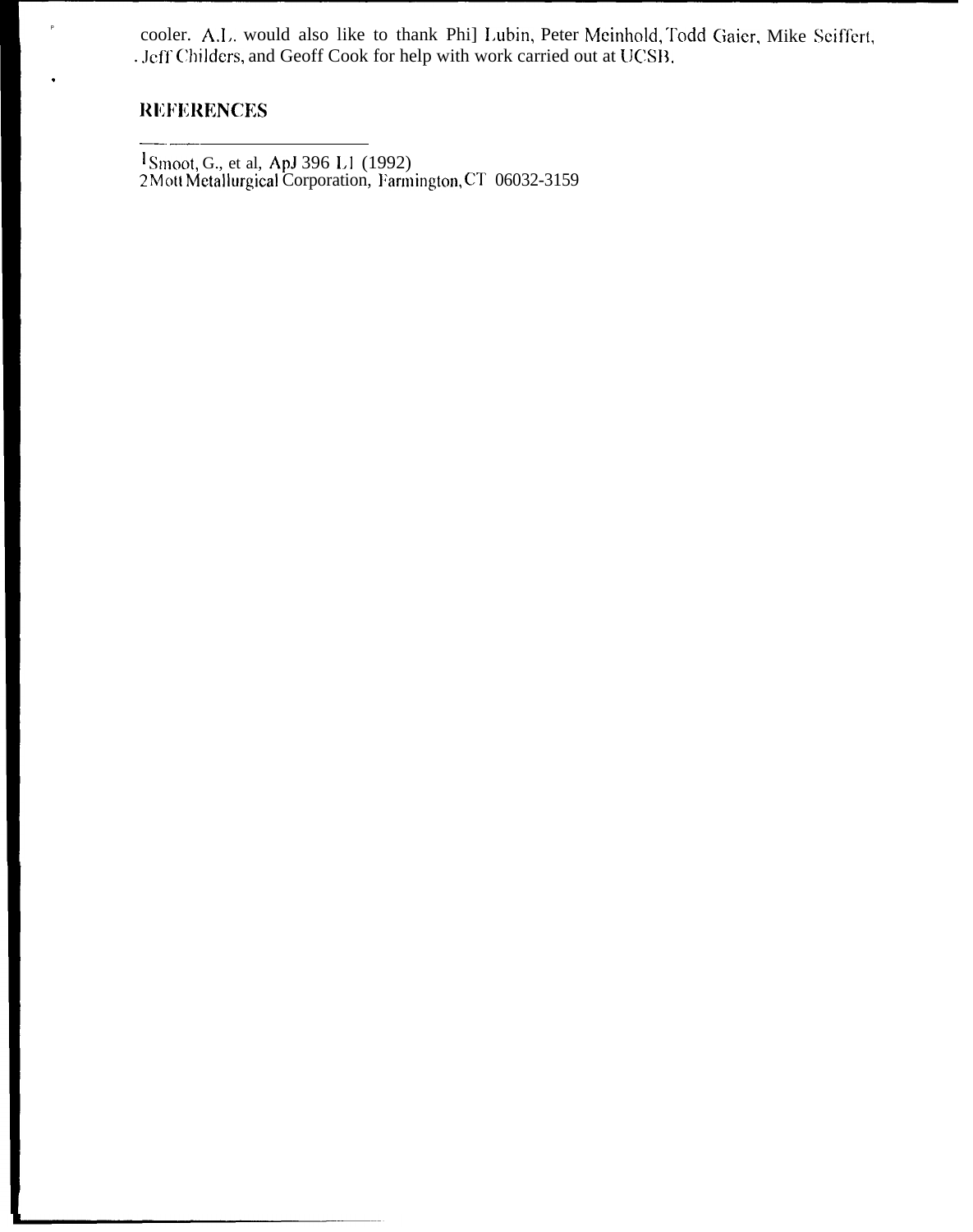cooler. A.L. would also like to thank Phil Lubin, Peter Meinhold, Todd Gaier, Mike Seiffert, Jeff Childers, and Geoff Cook for help with work carried out at UCSB.

## REFERENCES

[1] Smoot, G., et al, ApJ 396 L1 (1992)
[2] Mott Metallurgical Corporation, Farmington, CT 06032-3159